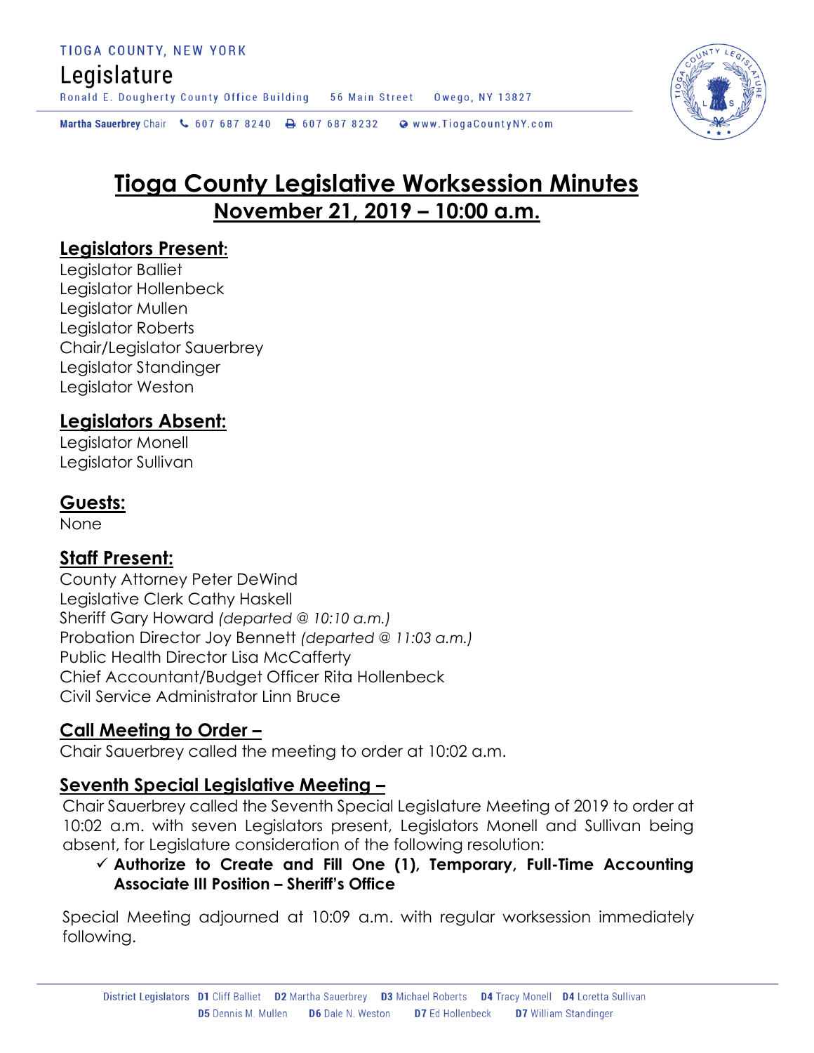TIOGA COUNTY, NEW YORK

Legislature

Ronald E. Dougherty County Office Building 56 Main Street Owego, NY 13827

Martha Sauerbrey Chair 607 687 8240 607 687 8232 www.TiogaCountyNY.com

# Tioga County Legislative Worksession Minutes

## November 21, 2019 – 10:00 a.m.

### Legislators Present:

Legislator Balliet
Legislator Hollenbeck
Legislator Mullen
Legislator Roberts
Chair/Legislator Sauerbrey
Legislator Standinger
Legislator Weston

### Legislators Absent:

Legislator Monell
Legislator Sullivan

### Guests:

None

### Staff Present:

County Attorney Peter DeWind
Legislative Clerk Cathy Haskell
Sheriff Gary Howard *(departed @ 10:10 a.m.)*
Probation Director Joy Bennett *(departed @ 11:03 a.m.)*
Public Health Director Lisa McCafferty
Chief Accountant/Budget Officer Rita Hollenbeck
Civil Service Administrator Linn Bruce

### Call Meeting to Order –

Chair Sauerbrey called the meeting to order at 10:02 a.m.

### Seventh Special Legislative Meeting –

Chair Sauerbrey called the Seventh Special Legislature Meeting of 2019 to order at 10:02 a.m. with seven Legislators present, Legislators Monell and Sullivan being absent, for Legislature consideration of the following resolution:

- ✓ **Authorize to Create and Fill One (1), Temporary, Full-Time Accounting Associate III Position – Sheriff's Office**

Special Meeting adjourned at 10:09 a.m. with regular worksession immediately following.

District Legislators D1 Cliff Balliet D2 Martha Sauerbrey D3 Michael Roberts D4 Tracy Monell D4 Loretta Sullivan D5 Dennis M. Mullen D6 Dale N. Weston D7 Ed Hollenbeck D7 William Standinger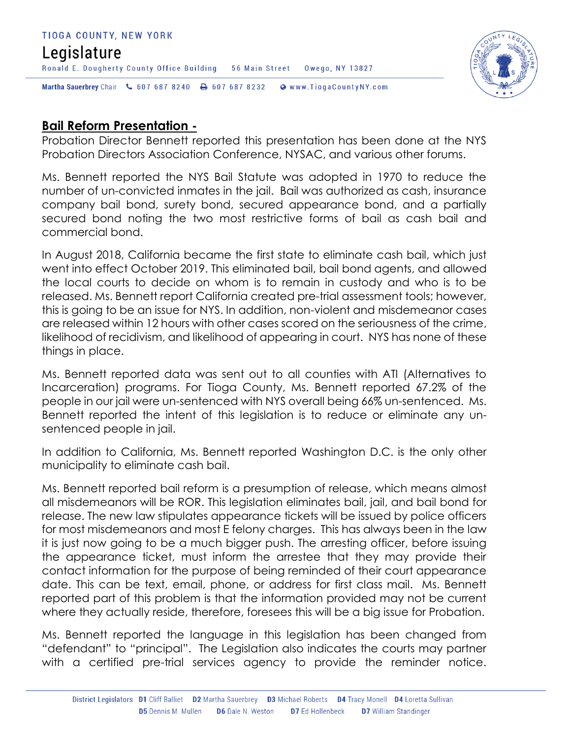## **Bail Reform Presentation -**

Probation Director Bennett reported this presentation has been done at the NYS Probation Directors Association Conference, NYSAC, and various other forums.

Ms. Bennett reported the NYS Bail Statute was adopted in 1970 to reduce the number of un-convicted inmates in the jail. Bail was authorized as cash, insurance company bail bond, surety bond, secured appearance bond, and a partially secured bond noting the two most restrictive forms of bail as cash bail and commercial bond.

In August 2018, California became the first state to eliminate cash bail, which just went into effect October 2019. This eliminated bail, bail bond agents, and allowed the local courts to decide on whom is to remain in custody and who is to be released. Ms. Bennett report California created pre-trial assessment tools; however, this is going to be an issue for NYS. In addition, non-violent and misdemeanor cases are released within 12 hours with other cases scored on the seriousness of the crime, likelihood of recidivism, and likelihood of appearing in court. NYS has none of these things in place.

Ms. Bennett reported data was sent out to all counties with ATI (Alternatives to Incarceration) programs. For Tioga County, Ms. Bennett reported 67.2% of the people in our jail were un-sentenced with NYS overall being 66% un-sentenced. Ms. Bennett reported the intent of this legislation is to reduce or eliminate any un-sentenced people in jail.

In addition to California, Ms. Bennett reported Washington D.C. is the only other municipality to eliminate cash bail.

Ms. Bennett reported bail reform is a presumption of release, which means almost all misdemeanors will be ROR. This legislation eliminates bail, jail, and bail bond for release. The new law stipulates appearance tickets will be issued by police officers for most misdemeanors and most E felony charges. This has always been in the law it is just now going to be a much bigger push. The arresting officer, before issuing the appearance ticket, must inform the arrestee that they may provide their contact information for the purpose of being reminded of their court appearance date. This can be text, email, phone, or address for first class mail. Ms. Bennett reported part of this problem is that the information provided may not be current where they actually reside, therefore, foresees this will be a big issue for Probation.

Ms. Bennett reported the language in this legislation has been changed from "defendant" to "principal". The Legislation also indicates the courts may partner with a certified pre-trial services agency to provide the reminder notice.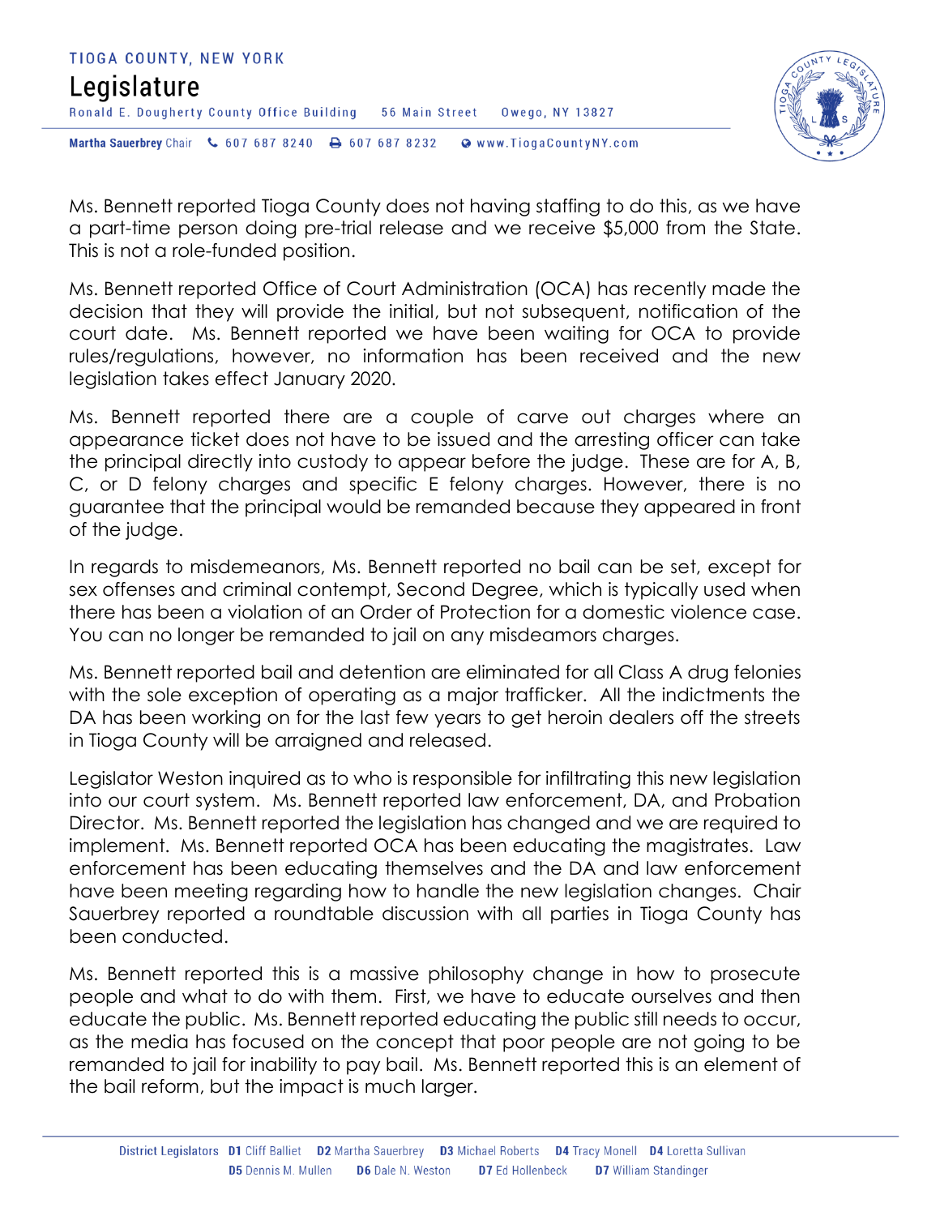Ms. Bennett reported Tioga County does not having staffing to do this, as we have a part-time person doing pre-trial release and we receive $5,000 from the State. This is not a role-funded position.

Ms. Bennett reported Office of Court Administration (OCA) has recently made the decision that they will provide the initial, but not subsequent, notification of the court date. Ms. Bennett reported we have been waiting for OCA to provide rules/regulations, however, no information has been received and the new legislation takes effect January 2020.

Ms. Bennett reported there are a couple of carve out charges where an appearance ticket does not have to be issued and the arresting officer can take the principal directly into custody to appear before the judge. These are for A, B, C, or D felony charges and specific E felony charges. However, there is no guarantee that the principal would be remanded because they appeared in front of the judge.

In regards to misdemeanors, Ms. Bennett reported no bail can be set, except for sex offenses and criminal contempt, Second Degree, which is typically used when there has been a violation of an Order of Protection for a domestic violence case. You can no longer be remanded to jail on any misdeamors charges.

Ms. Bennett reported bail and detention are eliminated for all Class A drug felonies with the sole exception of operating as a major trafficker. All the indictments the DA has been working on for the last few years to get heroin dealers off the streets in Tioga County will be arraigned and released.

Legislator Weston inquired as to who is responsible for infiltrating this new legislation into our court system. Ms. Bennett reported law enforcement, DA, and Probation Director. Ms. Bennett reported the legislation has changed and we are required to implement. Ms. Bennett reported OCA has been educating the magistrates. Law enforcement has been educating themselves and the DA and law enforcement have been meeting regarding how to handle the new legislation changes. Chair Sauerbrey reported a roundtable discussion with all parties in Tioga County has been conducted.

Ms. Bennett reported this is a massive philosophy change in how to prosecute people and what to do with them. First, we have to educate ourselves and then educate the public. Ms. Bennett reported educating the public still needs to occur, as the media has focused on the concept that poor people are not going to be remanded to jail for inability to pay bail. Ms. Bennett reported this is an element of the bail reform, but the impact is much larger.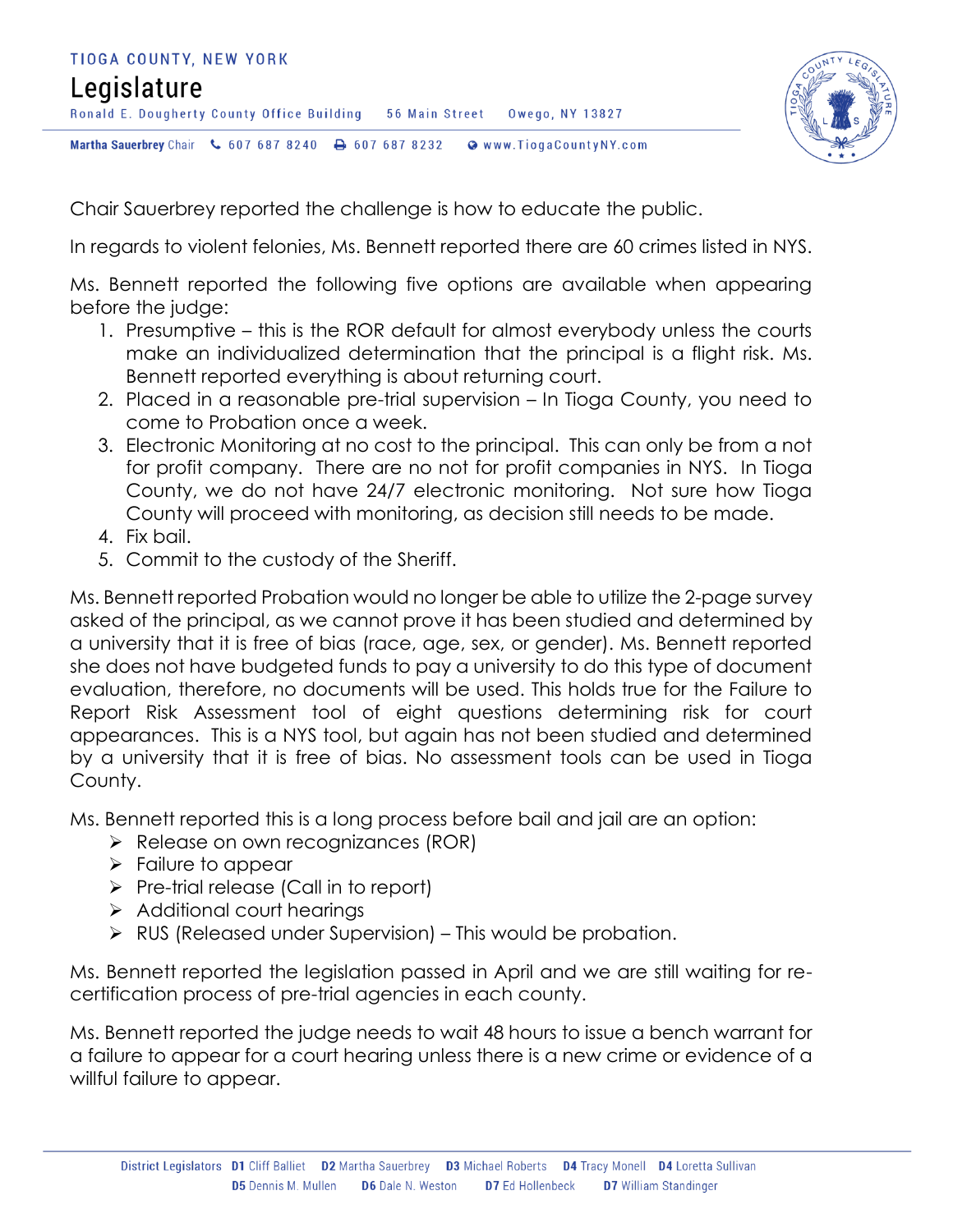Chair Sauerbrey reported the challenge is how to educate the public.

In regards to violent felonies, Ms. Bennett reported there are 60 crimes listed in NYS.

Ms. Bennett reported the following five options are available when appearing before the judge:

1. Presumptive – this is the ROR default for almost everybody unless the courts make an individualized determination that the principal is a flight risk. Ms. Bennett reported everything is about returning court.
2. Placed in a reasonable pre-trial supervision – In Tioga County, you need to come to Probation once a week.
3. Electronic Monitoring at no cost to the principal. This can only be from a not for profit company. There are no not for profit companies in NYS. In Tioga County, we do not have 24/7 electronic monitoring. Not sure how Tioga County will proceed with monitoring, as decision still needs to be made.
4. Fix bail.
5. Commit to the custody of the Sheriff.

Ms. Bennett reported Probation would no longer be able to utilize the 2-page survey asked of the principal, as we cannot prove it has been studied and determined by a university that it is free of bias (race, age, sex, or gender). Ms. Bennett reported she does not have budgeted funds to pay a university to do this type of document evaluation, therefore, no documents will be used. This holds true for the Failure to Report Risk Assessment tool of eight questions determining risk for court appearances. This is a NYS tool, but again has not been studied and determined by a university that it is free of bias. No assessment tools can be used in Tioga County.

Ms. Bennett reported this is a long process before bail and jail are an option:

- Release on own recognizances (ROR)
- Failure to appear
- Pre-trial release (Call in to report)
- Additional court hearings
- RUS (Released under Supervision) – This would be probation.

Ms. Bennett reported the legislation passed in April and we are still waiting for re-certification process of pre-trial agencies in each county.

Ms. Bennett reported the judge needs to wait 48 hours to issue a bench warrant for a failure to appear for a court hearing unless there is a new crime or evidence of a willful failure to appear.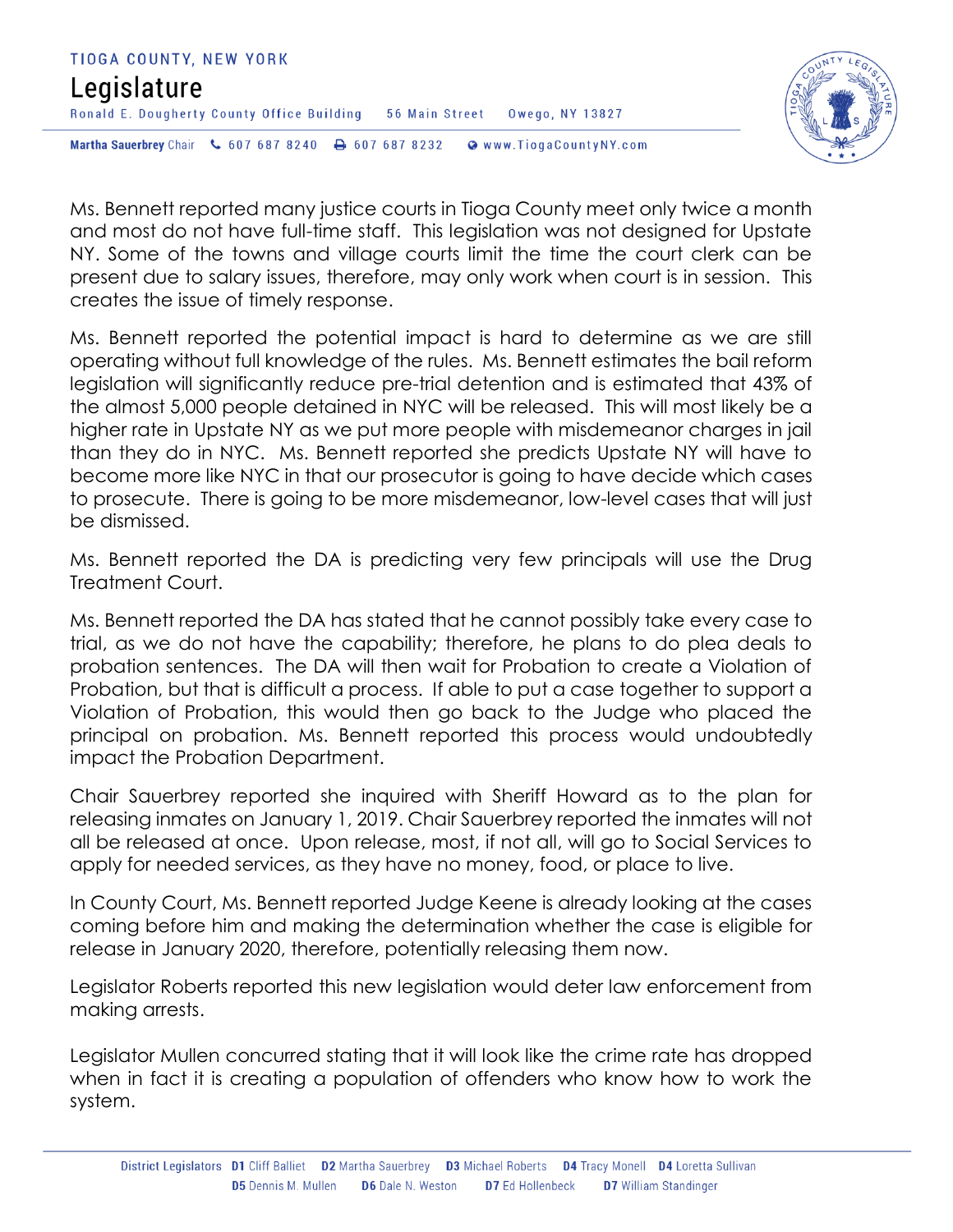Ms. Bennett reported many justice courts in Tioga County meet only twice a month and most do not have full-time staff. This legislation was not designed for Upstate NY. Some of the towns and village courts limit the time the court clerk can be present due to salary issues, therefore, may only work when court is in session. This creates the issue of timely response.

Ms. Bennett reported the potential impact is hard to determine as we are still operating without full knowledge of the rules. Ms. Bennett estimates the bail reform legislation will significantly reduce pre-trial detention and is estimated that 43% of the almost 5,000 people detained in NYC will be released. This will most likely be a higher rate in Upstate NY as we put more people with misdemeanor charges in jail than they do in NYC. Ms. Bennett reported she predicts Upstate NY will have to become more like NYC in that our prosecutor is going to have decide which cases to prosecute. There is going to be more misdemeanor, low-level cases that will just be dismissed.

Ms. Bennett reported the DA is predicting very few principals will use the Drug Treatment Court.

Ms. Bennett reported the DA has stated that he cannot possibly take every case to trial, as we do not have the capability; therefore, he plans to do plea deals to probation sentences. The DA will then wait for Probation to create a Violation of Probation, but that is difficult a process. If able to put a case together to support a Violation of Probation, this would then go back to the Judge who placed the principal on probation. Ms. Bennett reported this process would undoubtedly impact the Probation Department.

Chair Sauerbrey reported she inquired with Sheriff Howard as to the plan for releasing inmates on January 1, 2019. Chair Sauerbrey reported the inmates will not all be released at once. Upon release, most, if not all, will go to Social Services to apply for needed services, as they have no money, food, or place to live.

In County Court, Ms. Bennett reported Judge Keene is already looking at the cases coming before him and making the determination whether the case is eligible for release in January 2020, therefore, potentially releasing them now.

Legislator Roberts reported this new legislation would deter law enforcement from making arrests.

Legislator Mullen concurred stating that it will look like the crime rate has dropped when in fact it is creating a population of offenders who know how to work the system.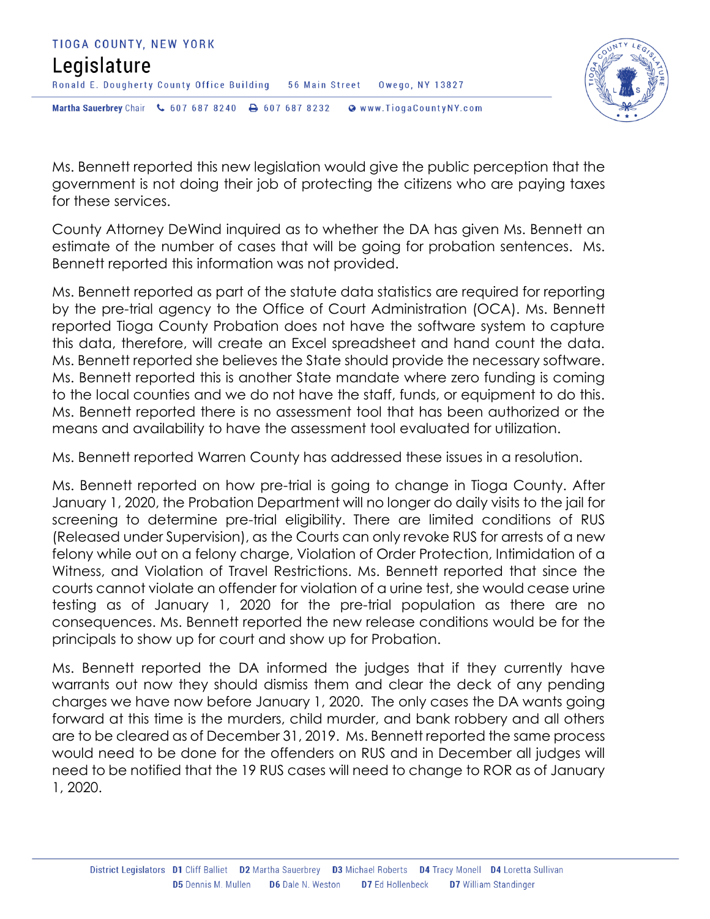Ms. Bennett reported this new legislation would give the public perception that the government is not doing their job of protecting the citizens who are paying taxes for these services.

County Attorney DeWind inquired as to whether the DA has given Ms. Bennett an estimate of the number of cases that will be going for probation sentences. Ms. Bennett reported this information was not provided.

Ms. Bennett reported as part of the statute data statistics are required for reporting by the pre-trial agency to the Office of Court Administration (OCA). Ms. Bennett reported Tioga County Probation does not have the software system to capture this data, therefore, will create an Excel spreadsheet and hand count the data. Ms. Bennett reported she believes the State should provide the necessary software. Ms. Bennett reported this is another State mandate where zero funding is coming to the local counties and we do not have the staff, funds, or equipment to do this. Ms. Bennett reported there is no assessment tool that has been authorized or the means and availability to have the assessment tool evaluated for utilization.

Ms. Bennett reported Warren County has addressed these issues in a resolution.

Ms. Bennett reported on how pre-trial is going to change in Tioga County. After January 1, 2020, the Probation Department will no longer do daily visits to the jail for screening to determine pre-trial eligibility. There are limited conditions of RUS (Released under Supervision), as the Courts can only revoke RUS for arrests of a new felony while out on a felony charge, Violation of Order Protection, Intimidation of a Witness, and Violation of Travel Restrictions. Ms. Bennett reported that since the courts cannot violate an offender for violation of a urine test, she would cease urine testing as of January 1, 2020 for the pre-trial population as there are no consequences. Ms. Bennett reported the new release conditions would be for the principals to show up for court and show up for Probation.

Ms. Bennett reported the DA informed the judges that if they currently have warrants out now they should dismiss them and clear the deck of any pending charges we have now before January 1, 2020. The only cases the DA wants going forward at this time is the murders, child murder, and bank robbery and all others are to be cleared as of December 31, 2019. Ms. Bennett reported the same process would need to be done for the offenders on RUS and in December all judges will need to be notified that the 19 RUS cases will need to change to ROR as of January 1, 2020.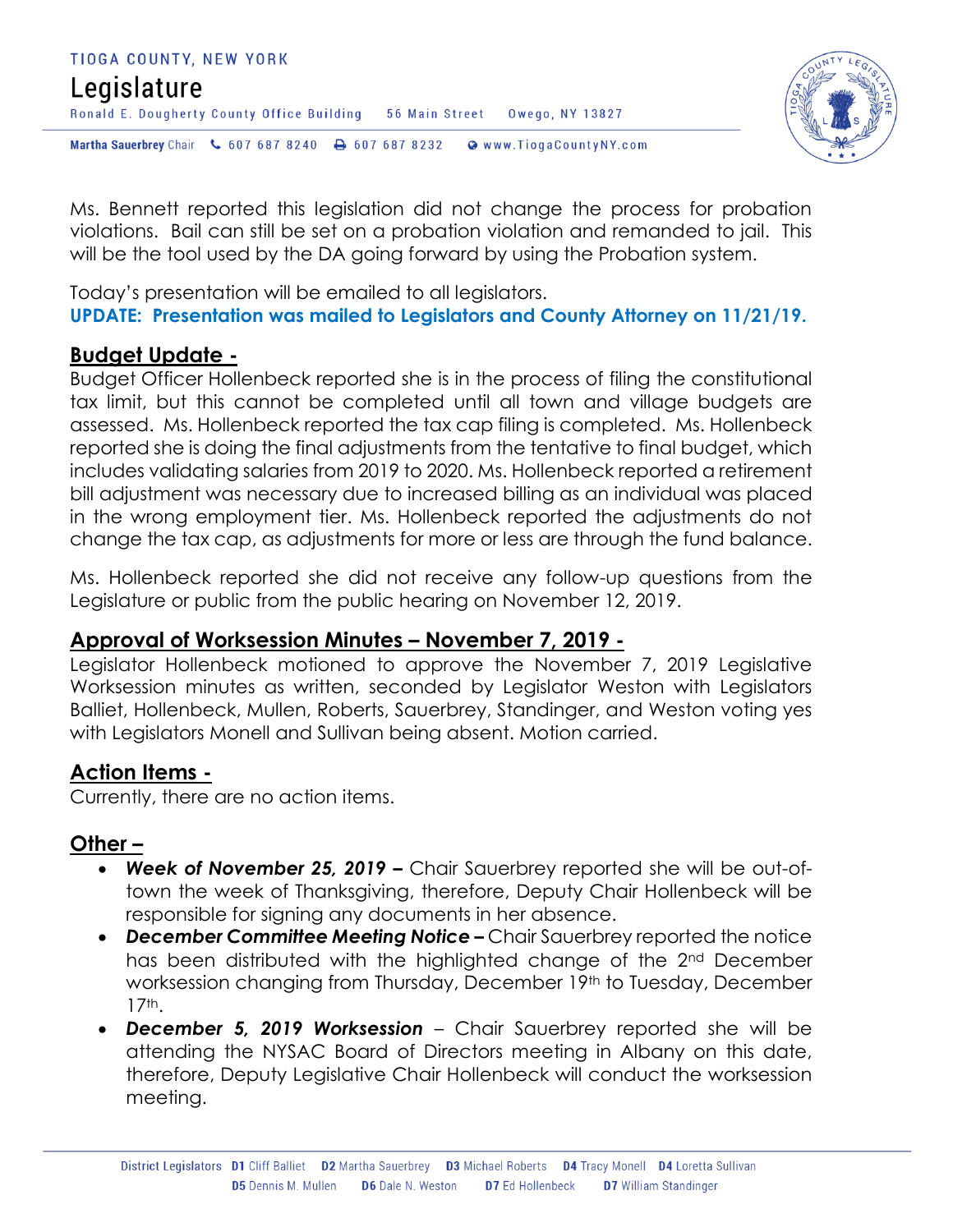Ms. Bennett reported this legislation did not change the process for probation violations. Bail can still be set on a probation violation and remanded to jail. This will be the tool used by the DA going forward by using the Probation system.

Today's presentation will be emailed to all legislators.
**UPDATE: Presentation was mailed to Legislators and County Attorney on 11/21/19.**

## Budget Update -

Budget Officer Hollenbeck reported she is in the process of filing the constitutional tax limit, but this cannot be completed until all town and village budgets are assessed. Ms. Hollenbeck reported the tax cap filing is completed. Ms. Hollenbeck reported she is doing the final adjustments from the tentative to final budget, which includes validating salaries from 2019 to 2020. Ms. Hollenbeck reported a retirement bill adjustment was necessary due to increased billing as an individual was placed in the wrong employment tier. Ms. Hollenbeck reported the adjustments do not change the tax cap, as adjustments for more or less are through the fund balance.

Ms. Hollenbeck reported she did not receive any follow-up questions from the Legislature or public from the public hearing on November 12, 2019.

## Approval of Worksession Minutes – November 7, 2019 -

Legislator Hollenbeck motioned to approve the November 7, 2019 Legislative Worksession minutes as written, seconded by Legislator Weston with Legislators Balliet, Hollenbeck, Mullen, Roberts, Sauerbrey, Standinger, and Weston voting yes with Legislators Monell and Sullivan being absent. Motion carried.

## Action Items -

Currently, there are no action items.

## Other –

- ***Week of November 25, 2019 –*** Chair Sauerbrey reported she will be out-of-town the week of Thanksgiving, therefore, Deputy Chair Hollenbeck will be responsible for signing any documents in her absence.
- ***December Committee Meeting Notice –*** Chair Sauerbrey reported the notice has been distributed with the highlighted change of the 2nd December worksession changing from Thursday, December 19th to Tuesday, December 17th.
- ***December 5, 2019 Worksession*** – Chair Sauerbrey reported she will be attending the NYSAC Board of Directors meeting in Albany on this date, therefore, Deputy Legislative Chair Hollenbeck will conduct the worksession meeting.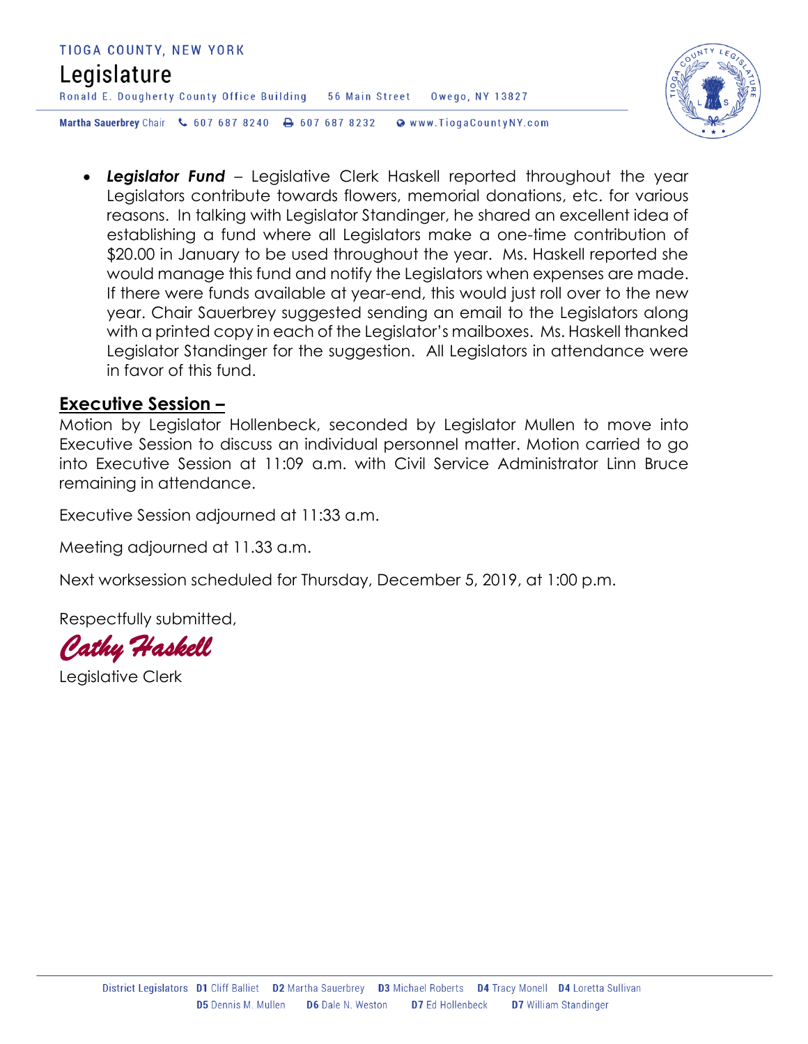- ***Legislator Fund*** – Legislative Clerk Haskell reported throughout the year Legislators contribute towards flowers, memorial donations, etc. for various reasons. In talking with Legislator Standinger, he shared an excellent idea of establishing a fund where all Legislators make a one-time contribution of $20.00 in January to be used throughout the year. Ms. Haskell reported she would manage this fund and notify the Legislators when expenses are made. If there were funds available at year-end, this would just roll over to the new year. Chair Sauerbrey suggested sending an email to the Legislators along with a printed copy in each of the Legislator's mailboxes. Ms. Haskell thanked Legislator Standinger for the suggestion. All Legislators in attendance were in favor of this fund.

## Executive Session –

Motion by Legislator Hollenbeck, seconded by Legislator Mullen to move into Executive Session to discuss an individual personnel matter. Motion carried to go into Executive Session at 11:09 a.m. with Civil Service Administrator Linn Bruce remaining in attendance.

Executive Session adjourned at 11:33 a.m.

Meeting adjourned at 11.33 a.m.

Next worksession scheduled for Thursday, December 5, 2019, at 1:00 p.m.

Respectfully submitted,

*Cathy Haskell*

Legislative Clerk